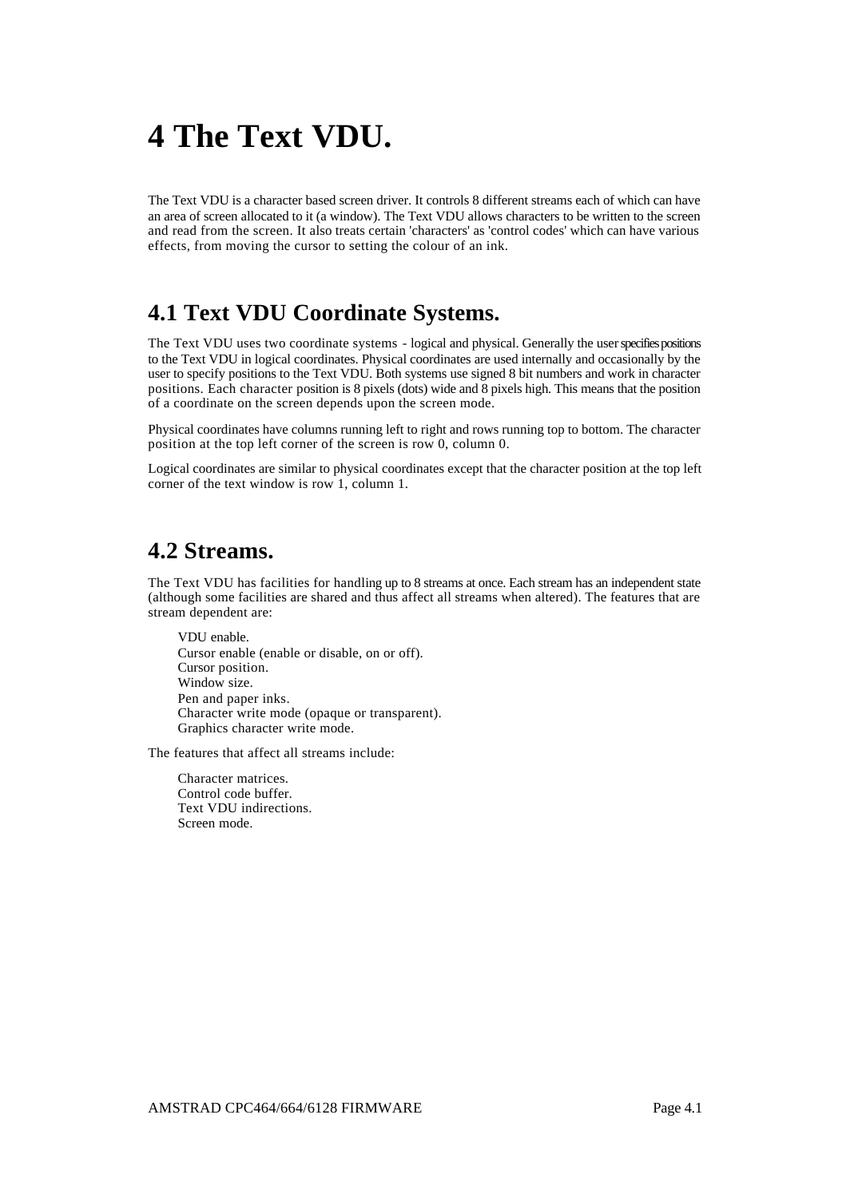# 4 The Text VDU.

The Text VDU is a character based screen driver. It controls 8 different streams each of which can have an area of screen allocated to it (a window). The Text VDU allows characters to be written to the screen and read from the screen. It also treats certain 'characters' as 'control codes' which can have various effects, from moving the cursor to setting the colour of an ink.

## 4.1 Text VDU Coordinate Systems.

The Text VDU uses two coordinate systems - logical and physical. Generally the user specifies positions to the Text VDU in logical coordinates. Physical coordinates are used internally and occasionally by the user to specify positions to the Text VDU. Both systems use signed 8 bit numbers and work in character positions. Each character position is 8 pixels (dots) wide and 8 pixels high. This means that the position of a coordinate on the screen depends upon the screen mode.

Physical coordinates have columns running left to right and rows running top to bottom. The character position at the top left corner of the screen is row 0, column 0.

Logical coordinates are similar to physical coordinates except that the character position at the top left corner of the text window is row 1, column 1.

## 4.2 Streams.

The Text VDU has facilities for handling up to 8 streams at once. Each stream has an independent state (although some facilities are shared and thus affect all streams when altered). The features that are stream dependent are:

- VDU enable.
- Cursor enable (enable or disable, on or off).
- Cursor position.
- Window size.
- Pen and paper inks.
- Character write mode (opaque or transparent).
- Graphics character write mode.

The features that affect all streams include:

- Character matrices.
- Control code buffer.
- Text VDU indirections.
- Screen mode.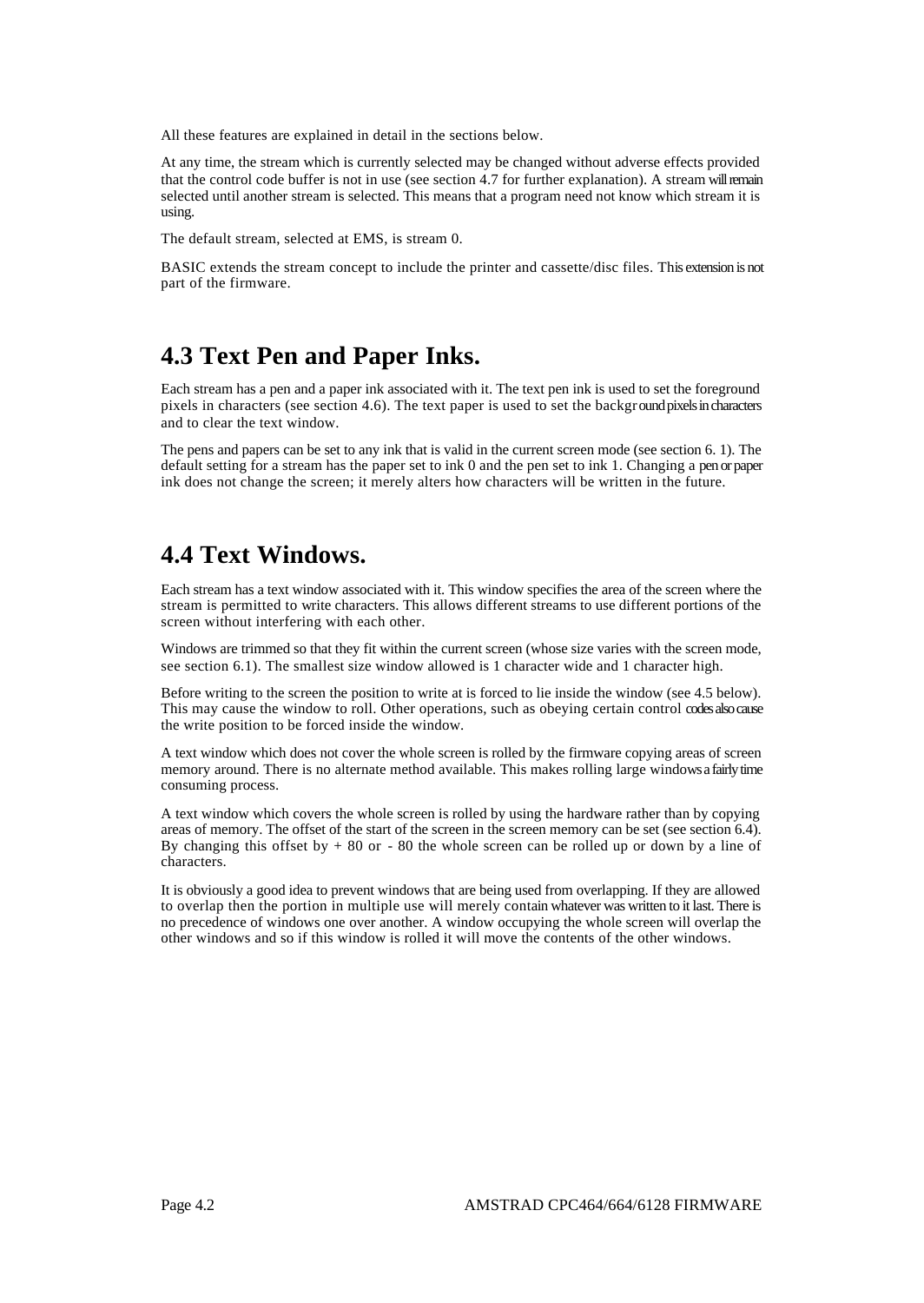All these features are explained in detail in the sections below.

At any time, the stream which is currently selected may be changed without adverse effects provided that the control code buffer is not in use (see section 4.7 for further explanation). A stream will remain selected until another stream is selected. This means that a program need not know which stream it is using.

The default stream, selected at EMS, is stream 0.

BASIC extends the stream concept to include the printer and cassette/disc files. This extension is not part of the firmware.

## 4.3 Text Pen and Paper Inks.

Each stream has a pen and a paper ink associated with it. The text pen ink is used to set the foreground pixels in characters (see section 4.6). The text paper is used to set the background pixels in characters and to clear the text window.

The pens and papers can be set to any ink that is valid in the current screen mode (see section 6. 1). The default setting for a stream has the paper set to ink 0 and the pen set to ink 1. Changing a pen or paper ink does not change the screen; it merely alters how characters will be written in the future.

## 4.4 Text Windows.

Each stream has a text window associated with it. This window specifies the area of the screen where the stream is permitted to write characters. This allows different streams to use different portions of the screen without interfering with each other.

Windows are trimmed so that they fit within the current screen (whose size varies with the screen mode, see section 6.1). The smallest size window allowed is 1 character wide and 1 character high.

Before writing to the screen the position to write at is forced to lie inside the window (see 4.5 below). This may cause the window to roll. Other operations, such as obeying certain control codes also cause the write position to be forced inside the window.

A text window which does not cover the whole screen is rolled by the firmware copying areas of screen memory around. There is no alternate method available. This makes rolling large windows a fairly time consuming process.

A text window which covers the whole screen is rolled by using the hardware rather than by copying areas of memory. The offset of the start of the screen in the screen memory can be set (see section 6.4). By changing this offset by + 80 or - 80 the whole screen can be rolled up or down by a line of characters.

It is obviously a good idea to prevent windows that are being used from overlapping. If they are allowed to overlap then the portion in multiple use will merely contain whatever was written to it last. There is no precedence of windows one over another. A window occupying the whole screen will overlap the other windows and so if this window is rolled it will move the contents of the other windows.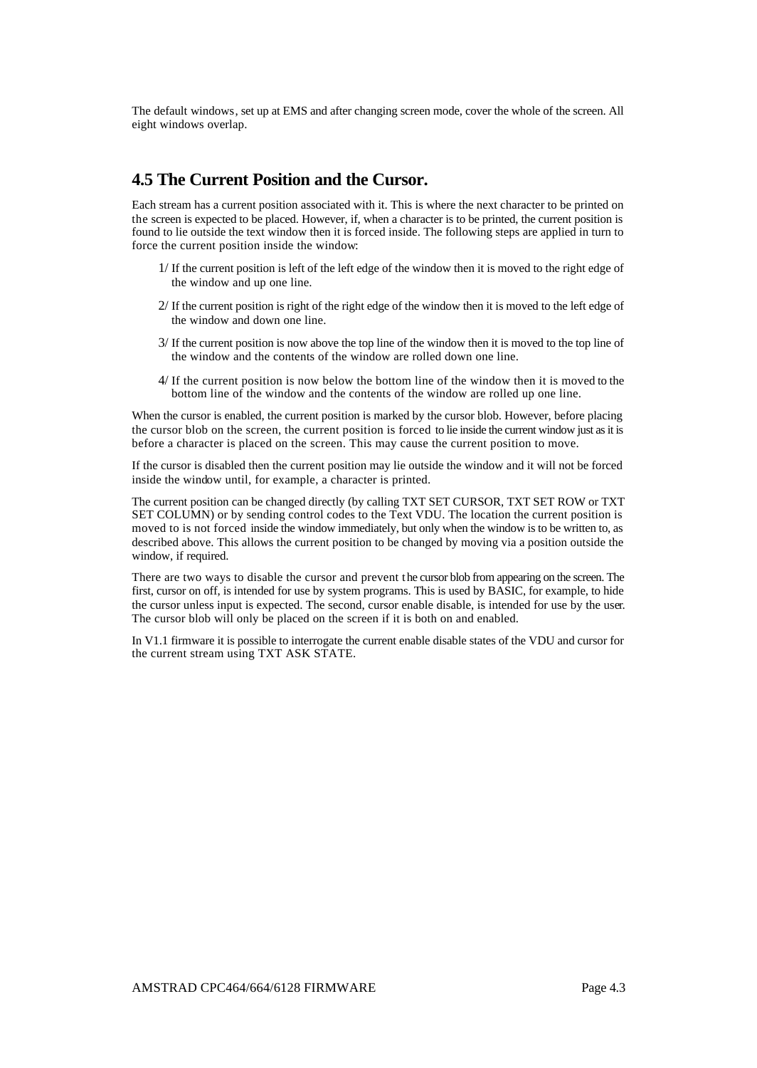The default windows, set up at EMS and after changing screen mode, cover the whole of the screen. All eight windows overlap.

## 4.5 The Current Position and the Cursor.

Each stream has a current position associated with it. This is where the next character to be printed on the screen is expected to be placed. However, if, when a character is to be printed, the current position is found to lie outside the text window then it is forced inside. The following steps are applied in turn to force the current position inside the window:

1/ If the current position is left of the left edge of the window then it is moved to the right edge of the window and up one line.

2/ If the current position is right of the right edge of the window then it is moved to the left edge of the window and down one line.

3/ If the current position is now above the top line of the window then it is moved to the top line of the window and the contents of the window are rolled down one line.

4/ If the current position is now below the bottom line of the window then it is moved to the bottom line of the window and the contents of the window are rolled up one line.

When the cursor is enabled, the current position is marked by the cursor blob. However, before placing the cursor blob on the screen, the current position is forced to lie inside the current window just as it is before a character is placed on the screen. This may cause the current position to move.

If the cursor is disabled then the current position may lie outside the window and it will not be forced inside the window until, for example, a character is printed.

The current position can be changed directly (by calling TXT SET CURSOR, TXT SET ROW or TXT SET COLUMN) or by sending control codes to the Text VDU. The location the current position is moved to is not forced inside the window immediately, but only when the window is to be written to, as described above. This allows the current position to be changed by moving via a position outside the window, if required.

There are two ways to disable the cursor and prevent the cursor blob from appearing on the screen. The first, cursor on off, is intended for use by system programs. This is used by BASIC, for example, to hide the cursor unless input is expected. The second, cursor enable disable, is intended for use by the user. The cursor blob will only be placed on the screen if it is both on and enabled.

In V1.1 firmware it is possible to interrogate the current enable disable states of the VDU and cursor for the current stream using TXT ASK STATE.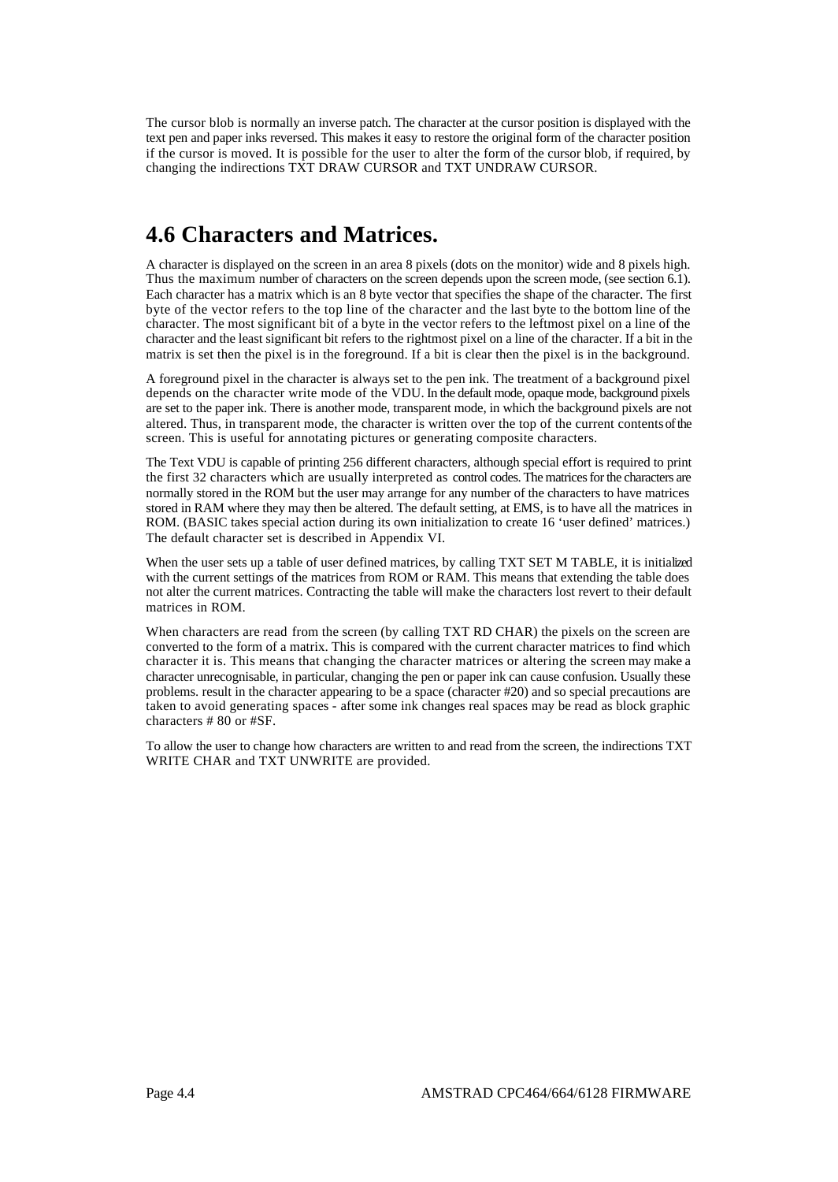The cursor blob is normally an inverse patch. The character at the cursor position is displayed with the text pen and paper inks reversed. This makes it easy to restore the original form of the character position if the cursor is moved. It is possible for the user to alter the form of the cursor blob, if required, by changing the indirections TXT DRAW CURSOR and TXT UNDRAW CURSOR.

## 4.6 Characters and Matrices.

A character is displayed on the screen in an area 8 pixels (dots on the monitor) wide and 8 pixels high. Thus the maximum number of characters on the screen depends upon the screen mode, (see section 6.1). Each character has a matrix which is an 8 byte vector that specifies the shape of the character. The first byte of the vector refers to the top line of the character and the last byte to the bottom line of the character. The most significant bit of a byte in the vector refers to the leftmost pixel on a line of the character and the least significant bit refers to the rightmost pixel on a line of the character. If a bit in the matrix is set then the pixel is in the foreground. If a bit is clear then the pixel is in the background.

A foreground pixel in the character is always set to the pen ink. The treatment of a background pixel depends on the character write mode of the VDU. In the default mode, opaque mode, background pixels are set to the paper ink. There is another mode, transparent mode, in which the background pixels are not altered. Thus, in transparent mode, the character is written over the top of the current contents of the screen. This is useful for annotating pictures or generating composite characters.

The Text VDU is capable of printing 256 different characters, although special effort is required to print the first 32 characters which are usually interpreted as control codes. The matrices for the characters are normally stored in the ROM but the user may arrange for any number of the characters to have matrices stored in RAM where they may then be altered. The default setting, at EMS, is to have all the matrices in ROM. (BASIC takes special action during its own initialization to create 16 ‘user defined’ matrices.) The default character set is described in Appendix VI.

When the user sets up a table of user defined matrices, by calling TXT SET M TABLE, it is initialized with the current settings of the matrices from ROM or RAM. This means that extending the table does not alter the current matrices. Contracting the table will make the characters lost revert to their default matrices in ROM.

When characters are read from the screen (by calling TXT RD CHAR) the pixels on the screen are converted to the form of a matrix. This is compared with the current character matrices to find which character it is. This means that changing the character matrices or altering the screen may make a character unrecognisable, in particular, changing the pen or paper ink can cause confusion. Usually these problems. result in the character appearing to be a space (character #20) and so special precautions are taken to avoid generating spaces - after some ink changes real spaces may be read as block graphic characters # 80 or #SF.

To allow the user to change how characters are written to and read from the screen, the indirections TXT WRITE CHAR and TXT UNWRITE are provided.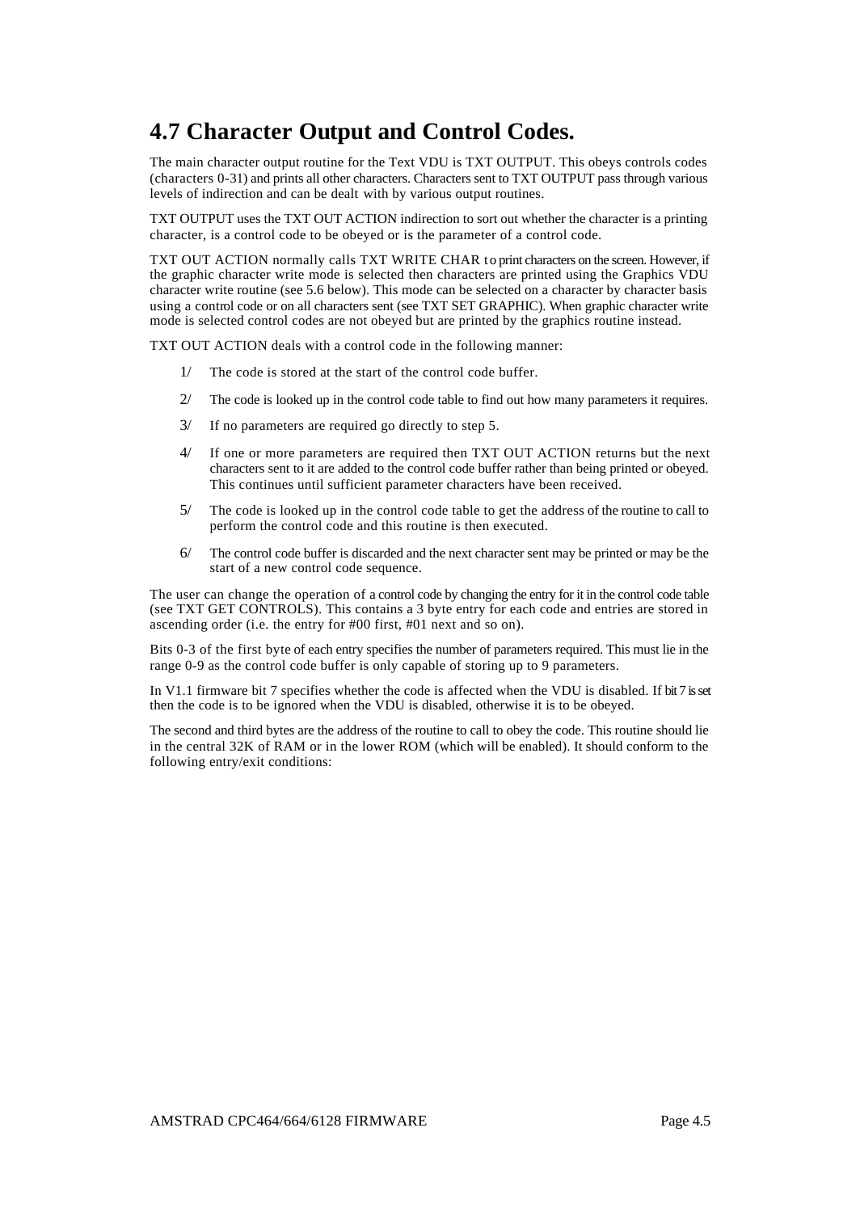## 4.7 Character Output and Control Codes.

The main character output routine for the Text VDU is TXT OUTPUT. This obeys controls codes (characters 0-31) and prints all other characters. Characters sent to TXT OUTPUT pass through various levels of indirection and can be dealt with by various output routines.

TXT OUTPUT uses the TXT OUT ACTION indirection to sort out whether the character is a printing character, is a control code to be obeyed or is the parameter of a control code.

TXT OUT ACTION normally calls TXT WRITE CHAR to print characters on the screen. However, if the graphic character write mode is selected then characters are printed using the Graphics VDU character write routine (see 5.6 below). This mode can be selected on a character by character basis using a control code or on all characters sent (see TXT SET GRAPHIC). When graphic character write mode is selected control codes are not obeyed but are printed by the graphics routine instead.

TXT OUT ACTION deals with a control code in the following manner:

1/ The code is stored at the start of the control code buffer.

2/ The code is looked up in the control code table to find out how many parameters it requires.

3/ If no parameters are required go directly to step 5.

4/ If one or more parameters are required then TXT OUT ACTION returns but the next characters sent to it are added to the control code buffer rather than being printed or obeyed. This continues until sufficient parameter characters have been received.

5/ The code is looked up in the control code table to get the address of the routine to call to perform the control code and this routine is then executed.

6/ The control code buffer is discarded and the next character sent may be printed or may be the start of a new control code sequence.

The user can change the operation of a control code by changing the entry for it in the control code table (see TXT GET CONTROLS). This contains a 3 byte entry for each code and entries are stored in ascending order (i.e. the entry for #00 first, #01 next and so on).

Bits 0-3 of the first byte of each entry specifies the number of parameters required. This must lie in the range 0-9 as the control code buffer is only capable of storing up to 9 parameters.

In V1.1 firmware bit 7 specifies whether the code is affected when the VDU is disabled. If bit 7 is set then the code is to be ignored when the VDU is disabled, otherwise it is to be obeyed.

The second and third bytes are the address of the routine to call to obey the code. This routine should lie in the central 32K of RAM or in the lower ROM (which will be enabled). It should conform to the following entry/exit conditions: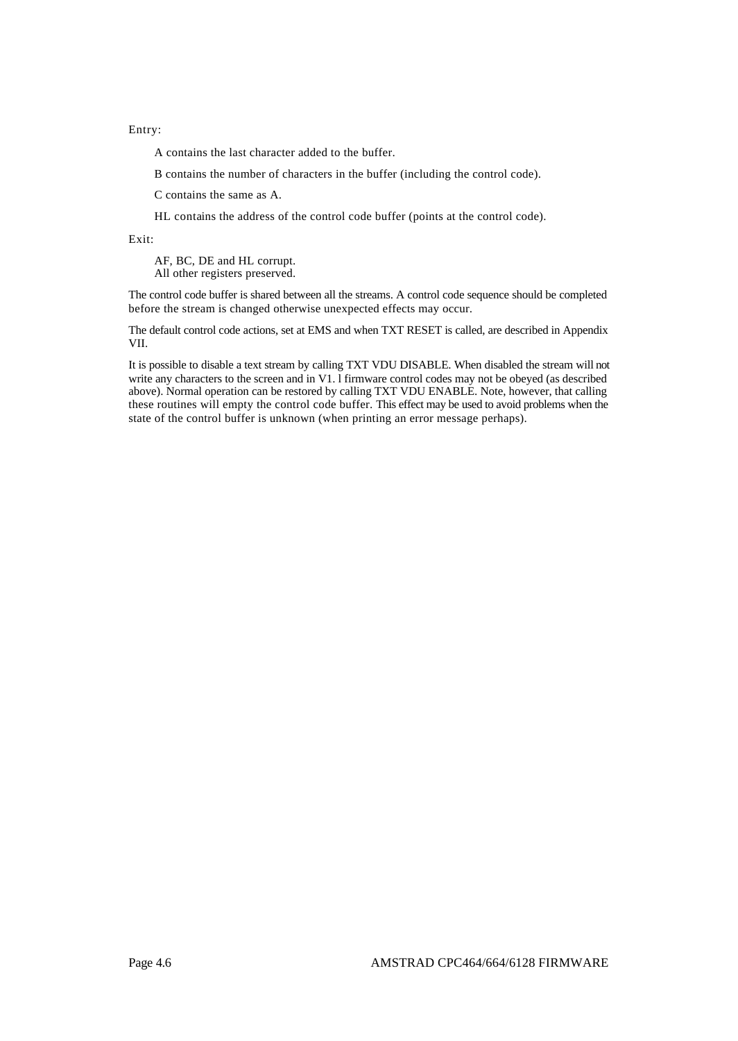Entry:

A contains the last character added to the buffer.

B contains the number of characters in the buffer (including the control code).

C contains the same as A.

HL contains the address of the control code buffer (points at the control code).

Exit:

AF, BC, DE and HL corrupt.
All other registers preserved.

The control code buffer is shared between all the streams. A control code sequence should be completed before the stream is changed otherwise unexpected effects may occur.

The default control code actions, set at EMS and when TXT RESET is called, are described in Appendix VII.

It is possible to disable a text stream by calling TXT VDU DISABLE. When disabled the stream will not write any characters to the screen and in V1. l firmware control codes may not be obeyed (as described above). Normal operation can be restored by calling TXT VDU ENABLE. Note, however, that calling these routines will empty the control code buffer. This effect may be used to avoid problems when the state of the control buffer is unknown (when printing an error message perhaps).